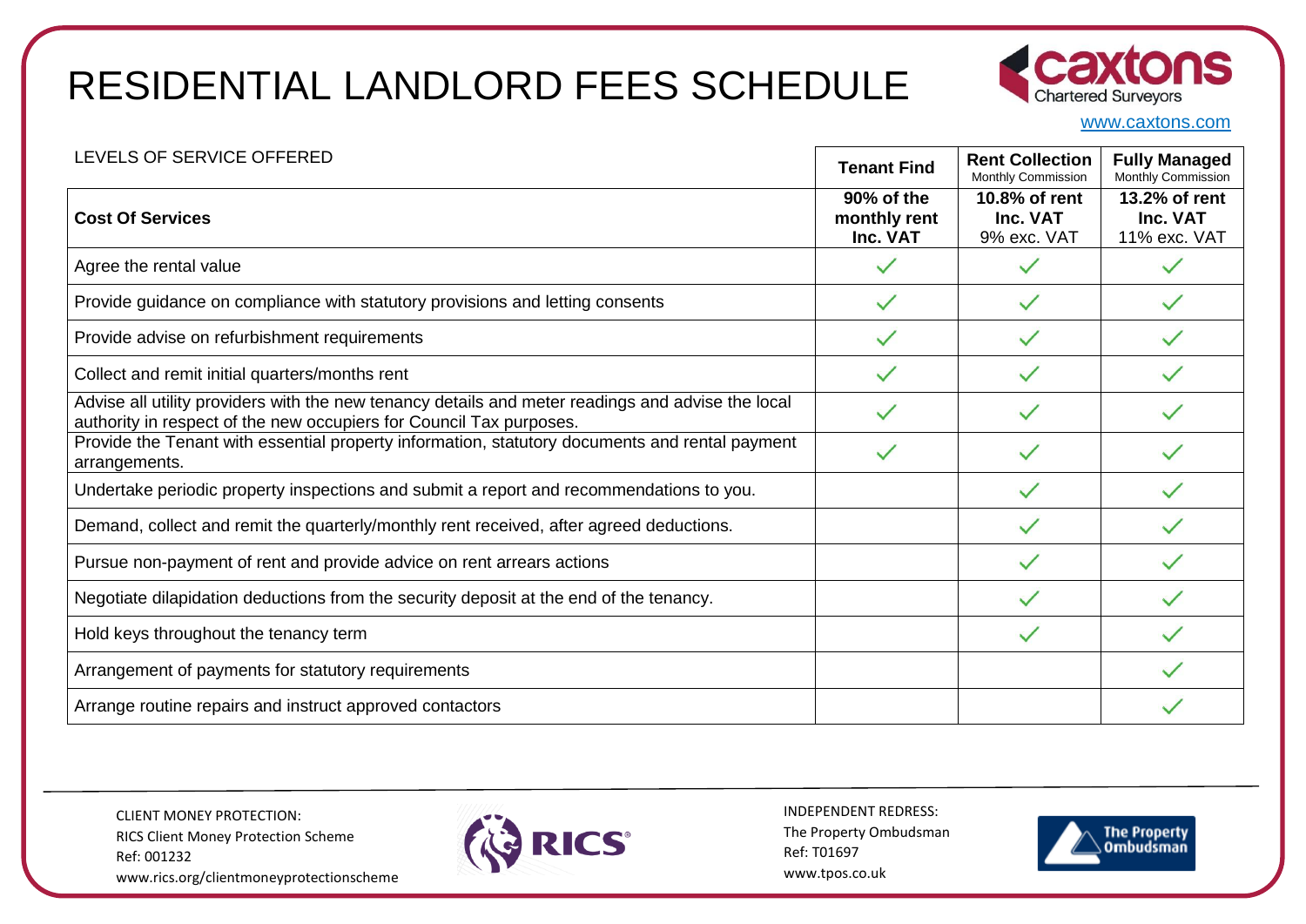# RESIDENTIAL LANDLORD FEES SCHEDULE

caxtons Chartered Surveyors

www.caxtons.com

| LEVELS OF SERVICE OFFERED | Tenant Find | Rent Collection Monthly Commission | Fully Managed Monthly Commission |
|---|---|---|---|
| **Cost Of Services** | **90% of the monthly rent Inc. VAT** | **10.8% of rent Inc. VAT** 9% exc. VAT | **13.2% of rent Inc. VAT** 11% exc. VAT |
| Agree the rental value | ✓ | ✓ | ✓ |
| Provide guidance on compliance with statutory provisions and letting consents | ✓ | ✓ | ✓ |
| Provide advise on refurbishment requirements | ✓ | ✓ | ✓ |
| Collect and remit initial quarters/months rent | ✓ | ✓ | ✓ |
| Advise all utility providers with the new tenancy details and meter readings and advise the local authority in respect of the new occupiers for Council Tax purposes. | ✓ | ✓ | ✓ |
| Provide the Tenant with essential property information, statutory documents and rental payment arrangements. | ✓ | ✓ | ✓ |
| Undertake periodic property inspections and submit a report and recommendations to you. | | ✓ | ✓ |
| Demand, collect and remit the quarterly/monthly rent received, after agreed deductions. | | ✓ | ✓ |
| Pursue non-payment of rent and provide advice on rent arrears actions | | ✓ | ✓ |
| Negotiate dilapidation deductions from the security deposit at the end of the tenancy. | | ✓ | ✓ |
| Hold keys throughout the tenancy term | | ✓ | ✓ |
| Arrangement of payments for statutory requirements | | | ✓ |
| Arrange routine repairs and instruct approved contactors | | | ✓ |

CLIENT MONEY PROTECTION:
RICS Client Money Protection Scheme
Ref: 001232
www.rics.org/clientmoneyprotectionscheme

RICS

INDEPENDENT REDRESS:
The Property Ombudsman
Ref: T01697
www.tpos.co.uk

The Property Ombudsman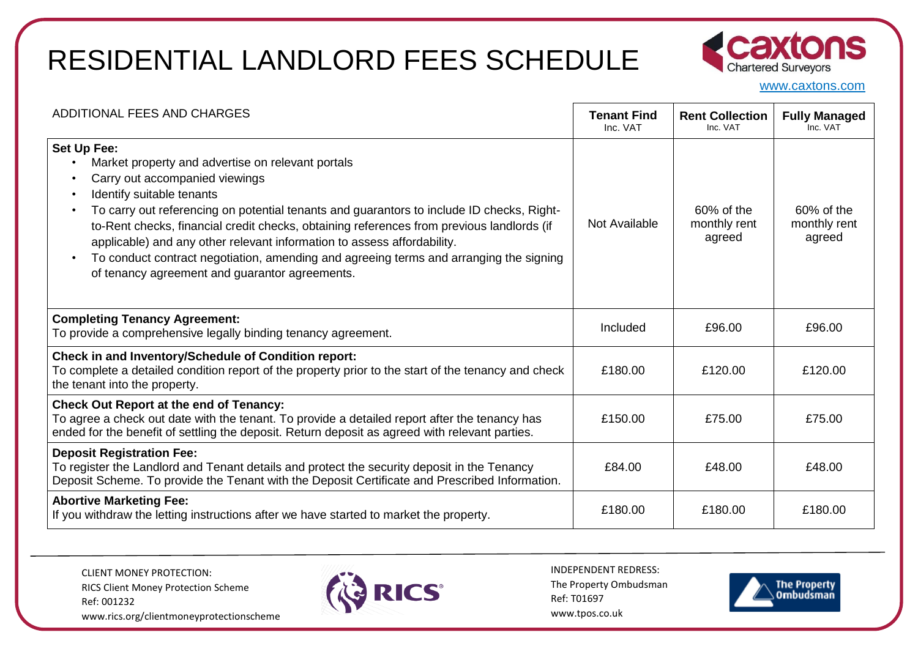# RESIDENTIAL LANDLORD FEES SCHEDULE

caxtons Chartered Surveyors

www.caxtons.com

| ADDITIONAL FEES AND CHARGES | **Tenant Find** Inc. VAT | **Rent Collection** Inc. VAT | **Fully Managed** Inc. VAT |
|---|---|---|---|
| **Set Up Fee:**<br>• Market property and advertise on relevant portals<br>• Carry out accompanied viewings<br>• Identify suitable tenants<br>• To carry out referencing on potential tenants and guarantors to include ID checks, Right-to-Rent checks, financial credit checks, obtaining references from previous landlords (if applicable) and any other relevant information to assess affordability.<br>• To conduct contract negotiation, amending and agreeing terms and arranging the signing of tenancy agreement and guarantor agreements. | Not Available | 60% of the monthly rent agreed | 60% of the monthly rent agreed |
| **Completing Tenancy Agreement:**<br>To provide a comprehensive legally binding tenancy agreement. | Included | £96.00 | £96.00 |
| **Check in and Inventory/Schedule of Condition report:**<br>To complete a detailed condition report of the property prior to the start of the tenancy and check the tenant into the property. | £180.00 | £120.00 | £120.00 |
| **Check Out Report at the end of Tenancy:**<br>To agree a check out date with the tenant. To provide a detailed report after the tenancy has ended for the benefit of settling the deposit. Return deposit as agreed with relevant parties. | £150.00 | £75.00 | £75.00 |
| **Deposit Registration Fee:**<br>To register the Landlord and Tenant details and protect the security deposit in the Tenancy Deposit Scheme. To provide the Tenant with the Deposit Certificate and Prescribed Information. | £84.00 | £48.00 | £48.00 |
| **Abortive Marketing Fee:**<br>If you withdraw the letting instructions after we have started to market the property. | £180.00 | £180.00 | £180.00 |

CLIENT MONEY PROTECTION:
RICS Client Money Protection Scheme
Ref: 001232
www.rics.org/clientmoneyprotectionscheme

INDEPENDENT REDRESS:
The Property Ombudsman
Ref: T01697
www.tpos.co.uk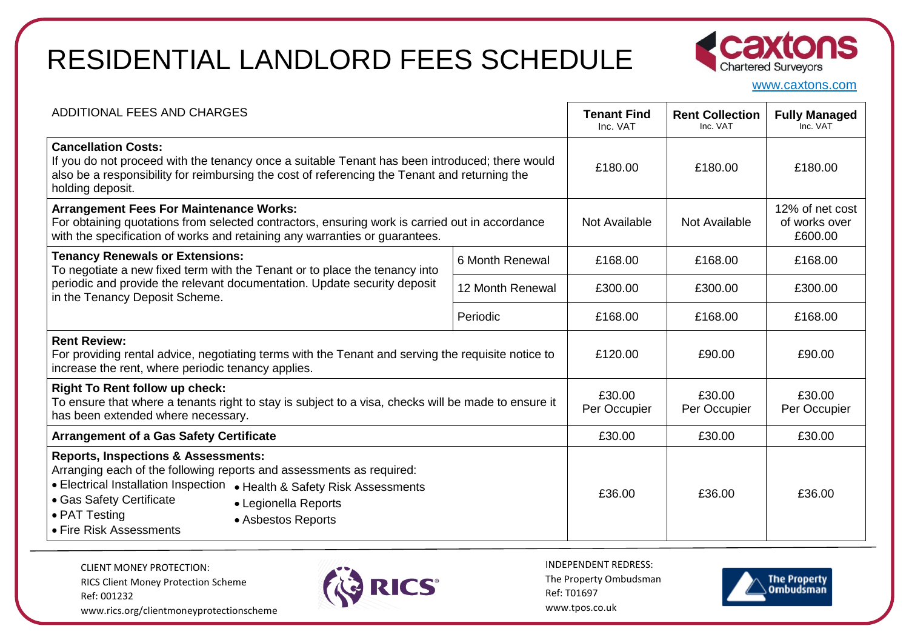# RESIDENTIAL LANDLORD FEES SCHEDULE

caxtons Chartered Surveyors

www.caxtons.com

| ADDITIONAL FEES AND CHARGES | | Tenant Find Inc. VAT | Rent Collection Inc. VAT | Fully Managed Inc. VAT |
|---|---|---|---|---|
| **Cancellation Costs:** If you do not proceed with the tenancy once a suitable Tenant has been introduced; there would also be a responsibility for reimbursing the cost of referencing the Tenant and returning the holding deposit. | | £180.00 | £180.00 | £180.00 |
| **Arrangement Fees For Maintenance Works:** For obtaining quotations from selected contractors, ensuring work is carried out in accordance with the specification of works and retaining any warranties or guarantees. | | Not Available | Not Available | 12% of net cost of works over £600.00 |
| **Tenancy Renewals or Extensions:** To negotiate a new fixed term with the Tenant or to place the tenancy into periodic and provide the relevant documentation. Update security deposit in the Tenancy Deposit Scheme. | 6 Month Renewal | £168.00 | £168.00 | £168.00 |
| | 12 Month Renewal | £300.00 | £300.00 | £300.00 |
| | Periodic | £168.00 | £168.00 | £168.00 |
| **Rent Review:** For providing rental advice, negotiating terms with the Tenant and serving the requisite notice to increase the rent, where periodic tenancy applies. | | £120.00 | £90.00 | £90.00 |
| **Right To Rent follow up check:** To ensure that where a tenants right to stay is subject to a visa, checks will be made to ensure it has been extended where necessary. | | £30.00 Per Occupier | £30.00 Per Occupier | £30.00 Per Occupier |
| **Arrangement of a Gas Safety Certificate** | | £30.00 | £30.00 | £30.00 |
| **Reports, Inspections & Assessments:** Arranging each of the following reports and assessments as required: • Electrical Installation Inspection • Gas Safety Certificate • PAT Testing • Fire Risk Assessments • Health & Safety Risk Assessments • Legionella Reports • Asbestos Reports | | £36.00 | £36.00 | £36.00 |

CLIENT MONEY PROTECTION:
RICS Client Money Protection Scheme
Ref: 001232
www.rics.org/clientmoneyprotectionscheme

RICS

INDEPENDENT REDRESS:
The Property Ombudsman
Ref: T01697
www.tpos.co.uk

The Property Ombudsman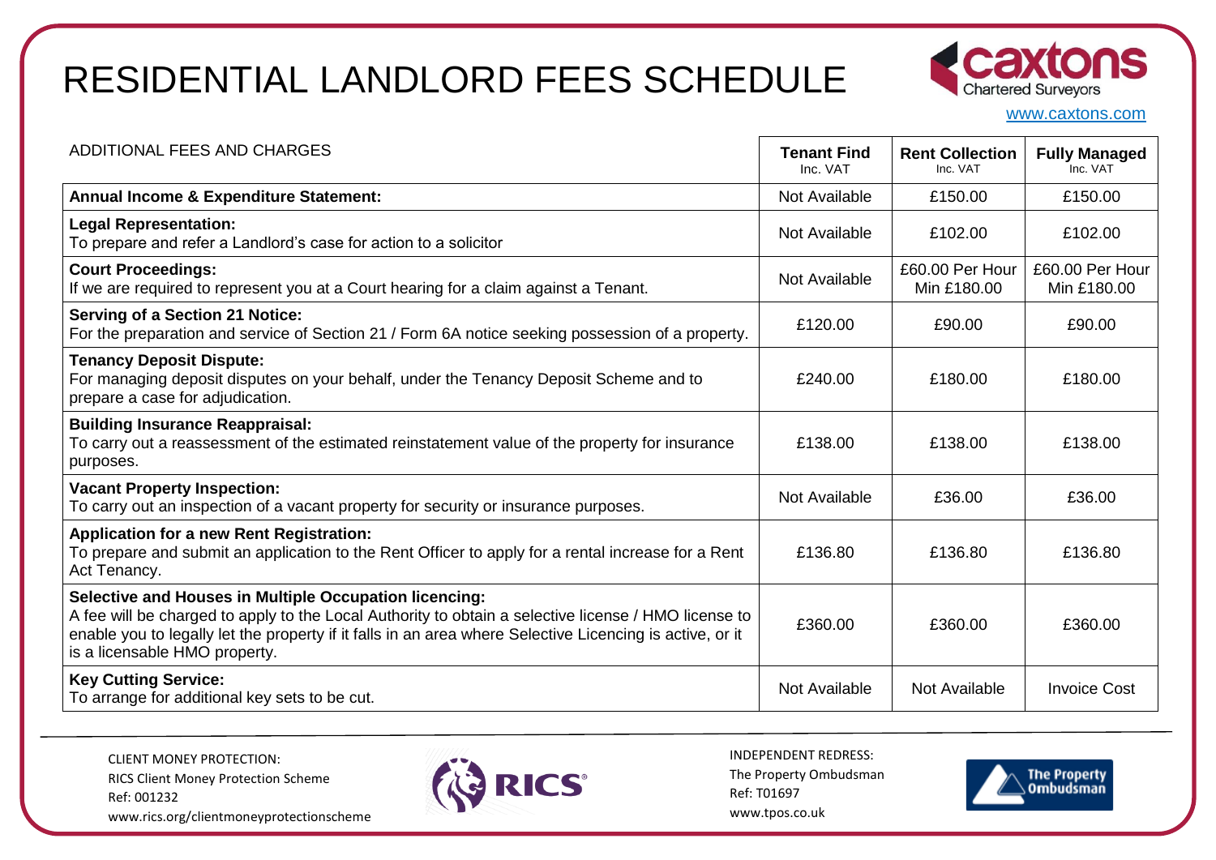# RESIDENTIAL LANDLORD FEES SCHEDULE

caxtons Chartered Surveyors

www.caxtons.com

| ADDITIONAL FEES AND CHARGES | **Tenant Find** Inc. VAT | **Rent Collection** Inc. VAT | **Fully Managed** Inc. VAT |
|---|---|---|---|
| **Annual Income & Expenditure Statement:** | Not Available | £150.00 | £150.00 |
| **Legal Representation:** To prepare and refer a Landlord's case for action to a solicitor | Not Available | £102.00 | £102.00 |
| **Court Proceedings:** If we are required to represent you at a Court hearing for a claim against a Tenant. | Not Available | £60.00 Per Hour Min £180.00 | £60.00 Per Hour Min £180.00 |
| **Serving of a Section 21 Notice:** For the preparation and service of Section 21 / Form 6A notice seeking possession of a property. | £120.00 | £90.00 | £90.00 |
| **Tenancy Deposit Dispute:** For managing deposit disputes on your behalf, under the Tenancy Deposit Scheme and to prepare a case for adjudication. | £240.00 | £180.00 | £180.00 |
| **Building Insurance Reappraisal:** To carry out a reassessment of the estimated reinstatement value of the property for insurance purposes. | £138.00 | £138.00 | £138.00 |
| **Vacant Property Inspection:** To carry out an inspection of a vacant property for security or insurance purposes. | Not Available | £36.00 | £36.00 |
| **Application for a new Rent Registration:** To prepare and submit an application to the Rent Officer to apply for a rental increase for a Rent Act Tenancy. | £136.80 | £136.80 | £136.80 |
| **Selective and Houses in Multiple Occupation licencing:** A fee will be charged to apply to the Local Authority to obtain a selective license / HMO license to enable you to legally let the property if it falls in an area where Selective Licencing is active, or it is a licensable HMO property. | £360.00 | £360.00 | £360.00 |
| **Key Cutting Service:** To arrange for additional key sets to be cut. | Not Available | Not Available | Invoice Cost |

CLIENT MONEY PROTECTION:
RICS Client Money Protection Scheme
Ref: 001232
www.rics.org/clientmoneyprotectionscheme

INDEPENDENT REDRESS:
The Property Ombudsman
Ref: T01697
www.tpos.co.uk